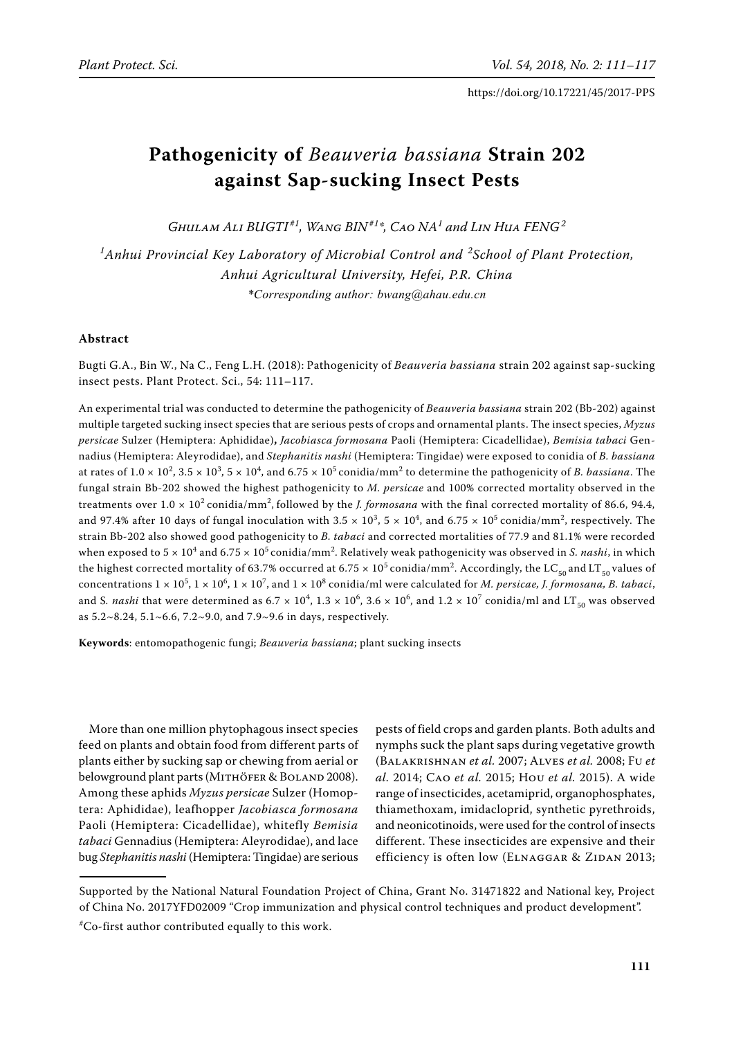https://doi.org/10.17221/45/2017-PPS

# Pathogenicity of *Beauveria bassiana* Strain 202 against Sap-sucking Insect Pests

*Ghulam Ali BUGTI*[#1], *Wang BIN*[#1*], *Cao NA*[1] *and Lin Hua FENG*[2]

[1]*Anhui Provincial Key Laboratory of Microbial Control and* [2]*School of Plant Protection, Anhui Agricultural University, Hefei, P.R. China*

*\*Corresponding author: bwang@ahau.edu.cn*

### Abstract

Bugti G.A., Bin W., Na C., Feng L.H. (2018): Pathogenicity of *Beauveria bassiana* strain 202 against sap-sucking insect pests. Plant Protect. Sci., 54: 111–117.

An experimental trial was conducted to determine the pathogenicity of *Beauveria bassiana* strain 202 (Bb-202) against multiple targeted sucking insect species that are serious pests of crops and ornamental plants. The insect species, *Myzus persicae* Sulzer (Hemiptera: Aphididae), *Jacobiasca formosana* Paoli (Hemiptera: Cicadellidae), *Bemisia tabaci* Gennadius (Hemiptera: Aleyrodidae), and *Stephanitis nashi* (Hemiptera: Tingidae) were exposed to conidia of *B. bassiana* at rates of $1.0 \times 10^2$, $3.5 \times 10^3$, $5 \times 10^4$, and $6.75 \times 10^5$ conidia/mm$^2$ to determine the pathogenicity of *B. bassiana*. The fungal strain Bb-202 showed the highest pathogenicity to *M. persicae* and 100% corrected mortality observed in the treatments over $1.0 \times 10^2$ conidia/mm$^2$, followed by the *J. formosana* with the final corrected mortality of 86.6, 94.4, and 97.4% after 10 days of fungal inoculation with $3.5 \times 10^3$, $5 \times 10^4$, and $6.75 \times 10^5$ conidia/mm$^2$, respectively. The strain Bb-202 also showed good pathogenicity to *B. tabaci* and corrected mortalities of 77.9 and 81.1% were recorded when exposed to $5 \times 10^4$ and $6.75 \times 10^5$ conidia/mm$^2$. Relatively weak pathogenicity was observed in *S. nashi*, in which the highest corrected mortality of 63.7% occurred at $6.75 \times 10^5$ conidia/mm$^2$. Accordingly, the $LC_{50}$ and $LT_{50}$ values of concentrations $1 \times 10^5$, $1 \times 10^6$, $1 \times 10^7$, and $1 \times 10^8$ conidia/ml were calculated for *M. persicae, J. formosana, B. tabaci*, and S*. nashi* that were determined as $6.7 \times 10^4$, $1.3 \times 10^6$, $3.6 \times 10^6$, and $1.2 \times 10^7$ conidia/ml and $LT_{50}$ was observed as 5.2~8.24, 5.1~6.6, 7.2~9.0, and 7.9~9.6 in days, respectively.

**Keywords**: entomopathogenic fungi; *Beauveria bassiana*; plant sucking insects

More than one million phytophagous insect species feed on plants and obtain food from different parts of plants either by sucking sap or chewing from aerial or belowground plant parts (Mithöfer & Boland 2008). Among these aphids *Myzus persicae* Sulzer (Homoptera: Aphididae), leafhopper *Jacobiasca formosana* Paoli (Hemiptera: Cicadellidae), whitefly *Bemisia tabaci* Gennadius (Hemiptera: Aleyrodidae), and lace bug *Stephanitis nashi* (Hemiptera: Tingidae) are serious pests of field crops and garden plants. Both adults and nymphs suck the plant saps during vegetative growth (Balakrishnan *et al.* 2007; Alves *et al.* 2008; Fu *et al.* 2014; Cao *et al.* 2015; Hou *et al.* 2015). A wide range of insecticides, acetamiprid, organophosphates, thiamethoxam, imidacloprid, synthetic pyrethroids, and neonicotinoids, were used for the control of insects different. These insecticides are expensive and their efficiency is often low (Elnaggar & Zidan 2013;

Supported by the National Natural Foundation Project of China, Grant No. 31471822 and National key, Project of China No. 2017YFD02009 "Crop immunization and physical control techniques and product development".

[#]Co-first author contributed equally to this work.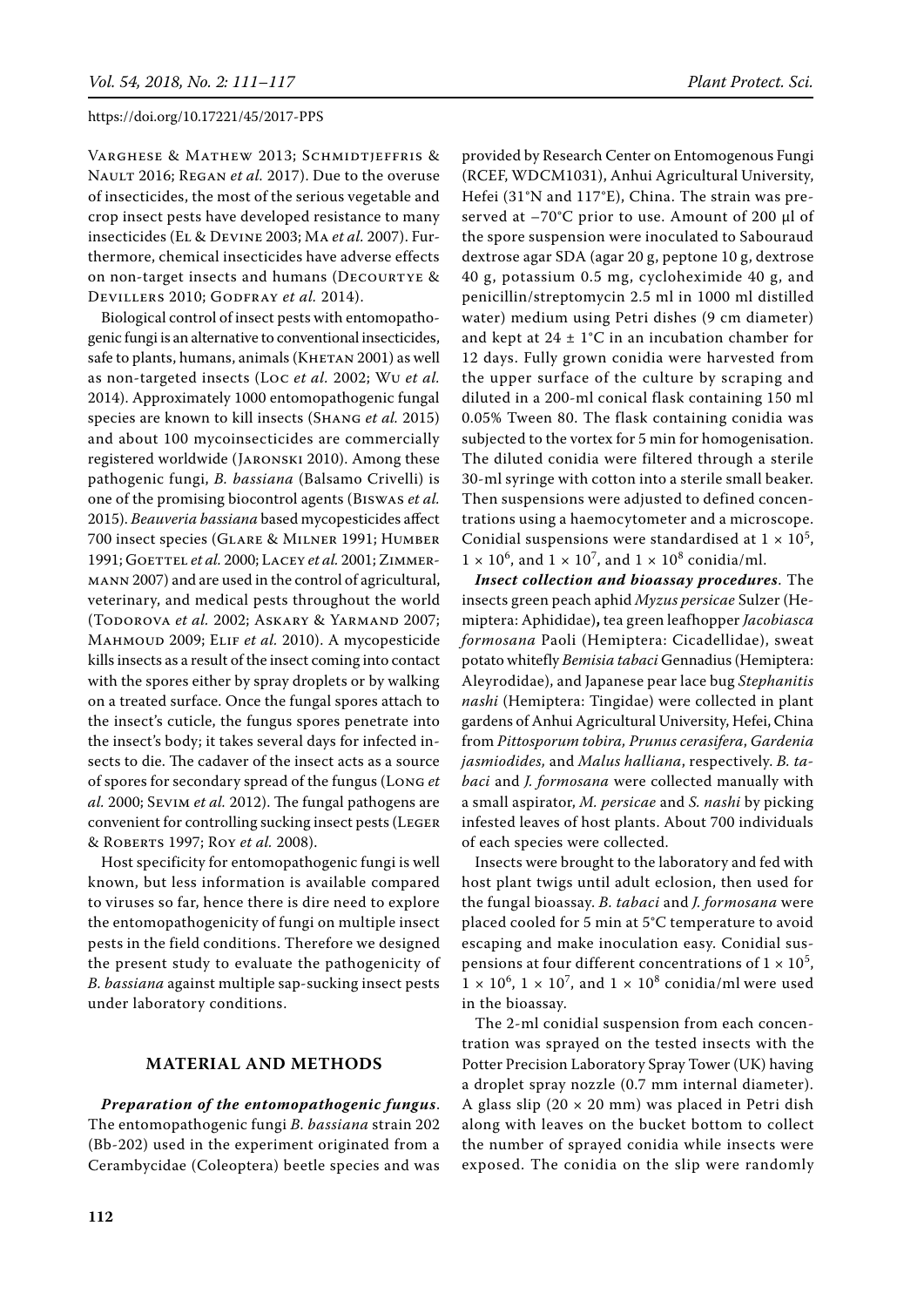Varghese & Mathew 2013; Schmidtjeffris & Nault 2016; Regan *et al.* 2017). Due to the overuse of insecticides, the most of the serious vegetable and crop insect pests have developed resistance to many insecticides (El & Devine 2003; Ma *et al.* 2007). Furthermore, chemical insecticides have adverse effects on non-target insects and humans (Decourtye & Devillers 2010; Godfray *et al.* 2014).

Biological control of insect pests with entomopathogenic fungi is an alternative to conventional insecticides, safe to plants, humans, animals (Khetan 2001) as well as non-targeted insects (Loc *et al.* 2002; Wu *et al.* 2014). Approximately 1000 entomopathogenic fungal species are known to kill insects (Shang *et al.* 2015) and about 100 mycoinsecticides are commercially registered worldwide (Jaronski 2010). Among these pathogenic fungi, *B. bassiana* (Balsamo Crivelli) is one of the promising biocontrol agents (Biswas *et al.* 2015). *Beauveria bassiana* based mycopesticides affect 700 insect species (Glare & Milner 1991; Humber 1991; Goettel *et al.* 2000; Lacey *et al.* 2001; Zimmermann 2007) and are used in the control of agricultural, veterinary, and medical pests throughout the world (Todorova *et al.* 2002; Askary & Yarmand 2007; Mahmoud 2009; Elif *et al.* 2010). A mycopesticide kills insects as a result of the insect coming into contact with the spores either by spray droplets or by walking on a treated surface. Once the fungal spores attach to the insect's cuticle, the fungus spores penetrate into the insect's body; it takes several days for infected insects to die. The cadaver of the insect acts as a source of spores for secondary spread of the fungus (Long *et al.* 2000; Sevim *et al.* 2012). The fungal pathogens are convenient for controlling sucking insect pests (Leger & Roberts 1997; Roy *et al.* 2008).

Host specificity for entomopathogenic fungi is well known, but less information is available compared to viruses so far, hence there is dire need to explore the entomopathogenicity of fungi on multiple insect pests in the field conditions. Therefore we designed the present study to evaluate the pathogenicity of *B. bassiana* against multiple sap-sucking insect pests under laboratory conditions.

## MATERIAL AND METHODS

***Preparation of the entomopathogenic fungus***. The entomopathogenic fungi *B. bassiana* strain 202 (Bb-202) used in the experiment originated from a Cerambycidae (Coleoptera) beetle species and was provided by Research Center on Entomogenous Fungi (RCEF, WDCM1031), Anhui Agricultural University, Hefei (31°N and 117°E), China. The strain was preserved at –70°C prior to use. Amount of 200 μl of the spore suspension were inoculated to Sabouraud dextrose agar SDA (agar 20 g, peptone 10 g, dextrose 40 g, potassium 0.5 mg, cycloheximide 40 g, and penicillin/streptomycin 2.5 ml in 1000 ml distilled water) medium using Petri dishes (9 cm diameter) and kept at 24 ± 1°C in an incubation chamber for 12 days. Fully grown conidia were harvested from the upper surface of the culture by scraping and diluted in a 200-ml conical flask containing 150 ml 0.05% Tween 80. The flask containing conidia was subjected to the vortex for 5 min for homogenisation. The diluted conidia were filtered through a sterile 30-ml syringe with cotton into a sterile small beaker. Then suspensions were adjusted to defined concentrations using a haemocytometer and a microscope. Conidial suspensions were standardised at $1 \times 10^5$, $1 \times 10^6$, and $1 \times 10^7$, and $1 \times 10^8$ conidia/ml.

***Insect collection and bioassay procedures***. The insects green peach aphid *Myzus persicae* Sulzer (Hemiptera: Aphididae), tea green leafhopper *Jacobiasca formosana* Paoli (Hemiptera: Cicadellidae), sweat potato whitefly *Bemisia tabaci* Gennadius (Hemiptera: Aleyrodidae), and Japanese pear lace bug *Stephanitis nashi* (Hemiptera: Tingidae) were collected in plant gardens of Anhui Agricultural University, Hefei, China from *Pittosporum tobira, Prunus cerasifera*, *Gardenia jasmiodides,* and *Malus halliana*, respectively. *B. tabaci* and *J. formosana* were collected manually with a small aspirator, *M. persicae* and *S. nashi* by picking infested leaves of host plants. About 700 individuals of each species were collected.

Insects were brought to the laboratory and fed with host plant twigs until adult eclosion, then used for the fungal bioassay. *B. tabaci* and *J. formosana* were placed cooled for 5 min at 5°C temperature to avoid escaping and make inoculation easy. Conidial suspensions at four different concentrations of $1 \times 10^5$, $1 \times 10^6$, $1 \times 10^7$, and $1 \times 10^8$ conidia/ml were used in the bioassay.

The 2-ml conidial suspension from each concentration was sprayed on the tested insects with the Potter Precision Laboratory Spray Tower (UK) having a droplet spray nozzle (0.7 mm internal diameter). A glass slip (20 × 20 mm) was placed in Petri dish along with leaves on the bucket bottom to collect the number of sprayed conidia while insects were exposed. The conidia on the slip were randomly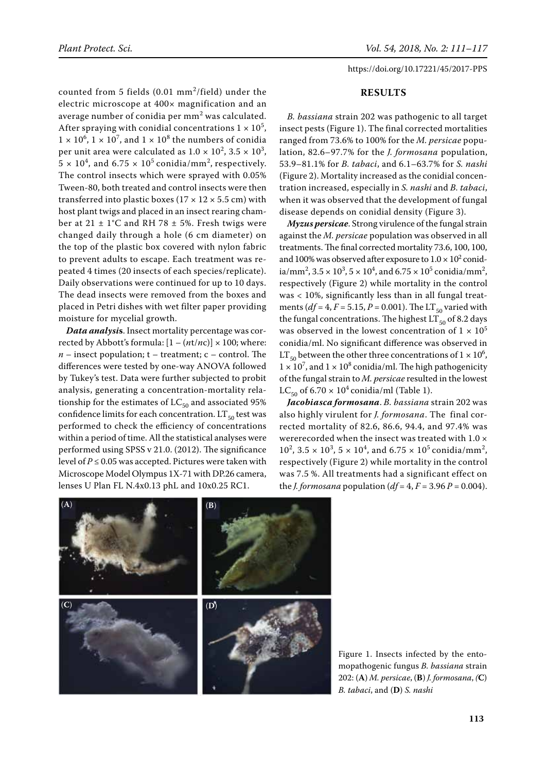counted from 5 fields (0.01 $mm^2$/field) under the electric microscope at 400× magnification and an average number of conidia per $mm^2$ was calculated. After spraying with conidial concentrations $1 \times 10^5$, $1 \times 10^6$, $1 \times 10^7$, and $1 \times 10^8$ the numbers of conidia per unit area were calculated as $1.0 \times 10^2$, $3.5 \times 10^3$, $5 \times 10^4$, and $6.75 \times 10^5$ conidia/$mm^2$, respectively. The control insects which were sprayed with 0.05% Tween-80, both treated and control insects were then transferred into plastic boxes (17 × 12 × 5.5 cm) with host plant twigs and placed in an insect rearing chamber at 21 ± 1°C and RH 78 ± 5%. Fresh twigs were changed daily through a hole (6 cm diameter) on the top of the plastic box covered with nylon fabric to prevent adults to escape. Each treatment was repeated 4 times (20 insects of each species/replicate). Daily observations were continued for up to 10 days. The dead insects were removed from the boxes and placed in Petri dishes with wet filter paper providing moisture for mycelial growth.

***Data analysis***. Insect mortality percentage was corrected by Abbott's formula: $[1 - (n\text{t}/n\text{c})] \times 100$; where: $n$ – insect population; t – treatment; c – control. The differences were tested by one-way ANOVA followed by Tukey's test. Data were further subjected to probit analysis, generating a concentration-mortality relationship for the estimates of $LC_{50}$ and associated 95% confidence limits for each concentration. $LT_{50}$ test was performed to check the efficiency of concentrations within a period of time. All the statistical analyses were performed using SPSS v 21.0. (2012). The significance level of $P \leq 0.05$ was accepted. Pictures were taken with Microscope Model Olympus 1X-71 with DP.26 camera, lenses U Plan FL N.4x0.13 phL and 10x0.25 RC1.

## RESULTS

*B. bassiana* strain 202 was pathogenic to all target insect pests (Figure 1). The final corrected mortalities ranged from 73.6% to 100% for the *M. persicae* population, 82.6–97.7% for the *J. formosana* population, 53.9–81.1% for *B. tabaci*, and 6.1–63.7% for *S. nashi* (Figure 2). Mortality increased as the conidial concentration increased, especially in *S. nashi* and *B. tabaci*, when it was observed that the development of fungal disease depends on conidial density (Figure 3).

***Myzus persicae***. Strong virulence of the fungal strain against the *M. persicae* population was observed in all treatments. The final corrected mortality 73.6, 100, 100, and 100% was observed after exposure to $1.0 \times 10^2$ conidia/$mm^2$, $3.5 \times 10^3$, $5 \times 10^4$, and $6.75 \times 10^5$ conidia/$mm^2$, respectively (Figure 2) while mortality in the control was < 10%, significantly less than in all fungal treatments ($df = 4$, $F = 5.15$, $P = 0.001$). The $LT_{50}$ varied with the fungal concentrations. The highest $LT_{50}$ of 8.2 days was observed in the lowest concentration of $1 \times 10^5$ conidia/ml. No significant difference was observed in $LT_{50}$ between the other three concentrations of $1 \times 10^6$, $1 \times 10^7$, and $1 \times 10^8$ conidia/ml. The high pathogenicity of the fungal strain to *M. persicae* resulted in the lowest $LC_{50}$ of $6.70 \times 10^4$ conidia/ml (Table 1).

***Jacobiasca formosana***. *B. bassiana* strain 202 was also highly virulent for *J. formosana*. The final corrected mortality of 82.6, 86.6, 94.4, and 97.4% was wererecorded when the insect was treated with $1.0 \times 10^2$, $3.5 \times 10^3$, $5 \times 10^4$, and $6.75 \times 10^5$ conidia/$mm^2$, respectively (Figure 2) while mortality in the control was 7.5 %. All treatments had a significant effect on the *J. formosana* population ($df = 4$, $F = 3.96$ $P = 0.004$).

Figure 1. Insects infected by the entomopathogenic fungus *B. bassiana* strain 202: (**A**) *M. persicae*, (**B**) *J. formosana*, (**C**) *B. tabaci*, and (**D**) *S. nashi*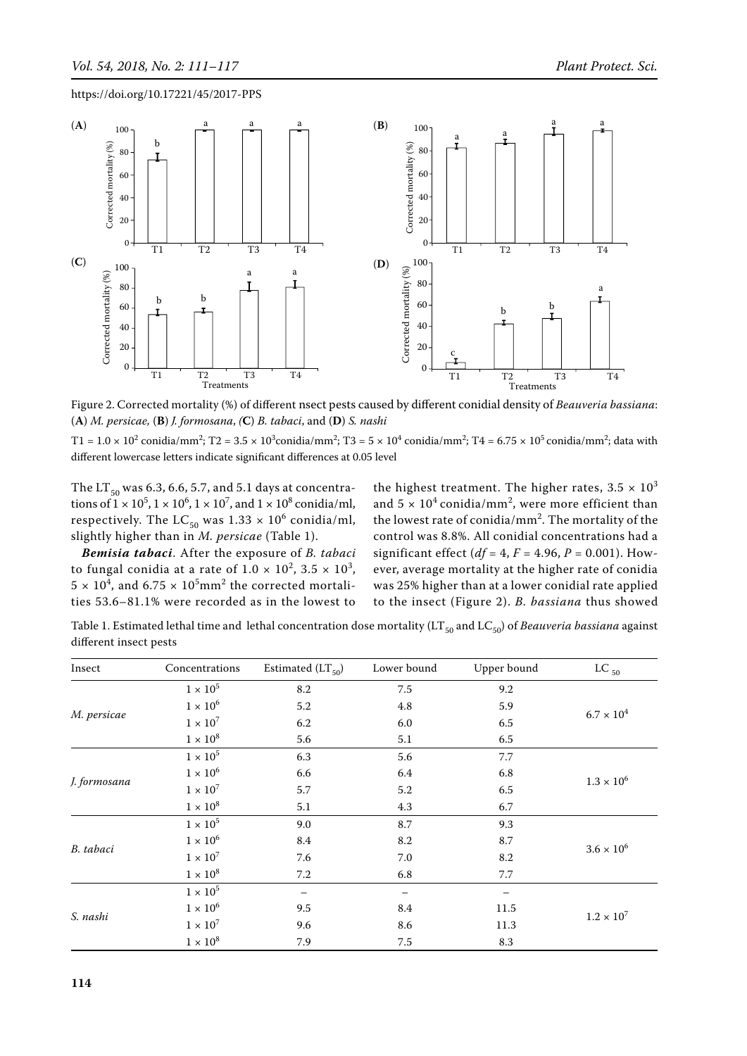Figure 2. Corrected mortality (%) of different nsect pests caused by different conidial density of *Beauveria bassiana*: (**A**) *M. persicae,* (**B**) *J. formosana*, *(***C**) *B. tabaci*, and (**D**) *S. nashi*

T1 = $1.0 \times 10^2$ conidia/mm$^2$; T2 = $3.5 \times 10^3$conidia/mm$^2$; T3 = $5 \times 10^4$ conidia/mm$^2$; T4 = $6.75 \times 10^5$ conidia/mm$^2$; data with different lowercase letters indicate significant differences at 0.05 level

The $LT_{50}$ was 6.3, 6.6, 5.7, and 5.1 days at concentrations of $1 \times 10^5$, $1 \times 10^6$, $1 \times 10^7$, and $1 \times 10^8$ conidia/ml, respectively. The $LC_{50}$ was $1.33 \times 10^6$ conidia/ml, slightly higher than in *M. persicae* (Table 1).

***Bemisia tabaci***. After the exposure of *B. tabaci* to fungal conidia at a rate of $1.0 \times 10^2$, $3.5 \times 10^3$, $5 \times 10^4$, and $6.75 \times 10^5$mm$^2$ the corrected mortalities 53.6–81.1% were recorded as in the lowest to the highest treatment. The higher rates, $3.5 \times 10^3$ and $5 \times 10^4$ conidia/mm$^2$, were more efficient than the lowest rate of conidia/mm$^2$. The mortality of the control was 8.8%. All conidial concentrations had a significant effect ($df = 4$, $F = 4.96$, $P = 0.001$). However, average mortality at the higher rate of conidia was 25% higher than at a lower conidial rate applied to the insect (Figure 2). *B. bassiana* thus showed

Table 1. Estimated lethal time and lethal concentration dose mortality ($LT_{50}$ and $LC_{50}$) of *Beauveria bassiana* against different insect pests

| Insect | Concentrations | Estimated ($LT_{50}$) | Lower bound | Upper bound | $LC_{50}$ |
|---|---|---|---|---|---|
| *M. persicae* | $1 \times 10^5$ | 8.2 | 7.5 | 9.2 | $6.7 \times 10^4$ |
| | $1 \times 10^6$ | 5.2 | 4.8 | 5.9 | |
| | $1 \times 10^7$ | 6.2 | 6.0 | 6.5 | |
| | $1 \times 10^8$ | 5.6 | 5.1 | 6.5 | |
| *J. formosana* | $1 \times 10^5$ | 6.3 | 5.6 | 7.7 | $1.3 \times 10^6$ |
| | $1 \times 10^6$ | 6.6 | 6.4 | 6.8 | |
| | $1 \times 10^7$ | 5.7 | 5.2 | 6.5 | |
| | $1 \times 10^8$ | 5.1 | 4.3 | 6.7 | |
| *B. tabaci* | $1 \times 10^5$ | 9.0 | 8.7 | 9.3 | $3.6 \times 10^6$ |
| | $1 \times 10^6$ | 8.4 | 8.2 | 8.7 | |
| | $1 \times 10^7$ | 7.6 | 7.0 | 8.2 | |
| | $1 \times 10^8$ | 7.2 | 6.8 | 7.7 | |
| *S. nashi* | $1 \times 10^5$ | – | – | – | $1.2 \times 10^7$ |
| | $1 \times 10^6$ | 9.5 | 8.4 | 11.5 | |
| | $1 \times 10^7$ | 9.6 | 8.6 | 11.3 | |
| | $1 \times 10^8$ | 7.9 | 7.5 | 8.3 | |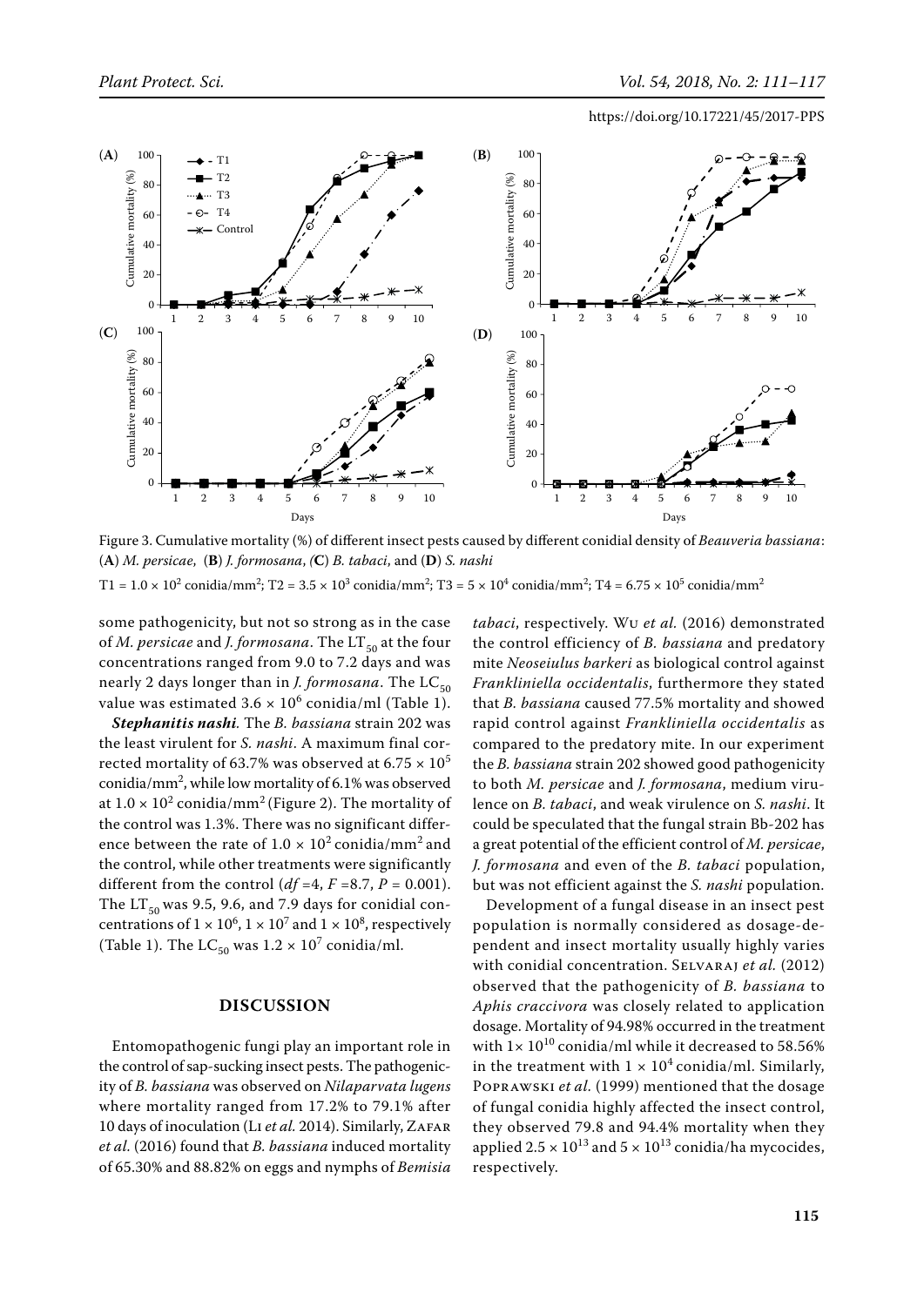Figure 3. Cumulative mortality (%) of different insect pests caused by different conidial density of *Beauveria bassiana*: (**A**) *M. persicae*, (**B**) *J. formosana*, (**C**) *B. tabaci*, and (**D**) *S. nashi*

T1 = $1.0 \times 10^2$ conidia/mm$^2$; T2 = $3.5 \times 10^3$ conidia/mm$^2$; T3 = $5 \times 10^4$ conidia/mm$^2$; T4 = $6.75 \times 10^5$ conidia/mm$^2$

some pathogenicity, but not so strong as in the case of *M. persicae* and *J. formosana*. The $LT_{50}$ at the four concentrations ranged from 9.0 to 7.2 days and was nearly 2 days longer than in *J. formosana*. The $LC_{50}$ value was estimated $3.6 \times 10^6$ conidia/ml (Table 1).

***Stephanitis nashi.*** The *B. bassiana* strain 202 was the least virulent for *S. nashi*. A maximum final corrected mortality of 63.7% was observed at $6.75 \times 10^5$ conidia/mm$^2$, while low mortality of 6.1% was observed at $1.0 \times 10^2$ conidia/mm$^2$ (Figure 2). The mortality of the control was 1.3%. There was no significant difference between the rate of $1.0 \times 10^2$ conidia/mm$^2$ and the control, while other treatments were significantly different from the control ($df$ =4, $F$ =8.7, $P$ = 0.001). The $LT_{50}$ was 9.5, 9.6, and 7.9 days for conidial concentrations of $1 \times 10^6$, $1 \times 10^7$ and $1 \times 10^8$, respectively (Table 1). The $LC_{50}$ was $1.2 \times 10^7$ conidia/ml.

## DISCUSSION

Entomopathogenic fungi play an important role in the control of sap-sucking insect pests. The pathogenicity of *B. bassiana* was observed on *Nilaparvata lugens* where mortality ranged from 17.2% to 79.1% after 10 days of inoculation (Li *et al.* 2014). Similarly, Zafar *et al.* (2016) found that *B. bassiana* induced mortality of 65.30% and 88.82% on eggs and nymphs of *Bemisia tabaci*, respectively. Wu *et al.* (2016) demonstrated the control efficiency of *B. bassiana* and predatory mite *Neoseiulus barkeri* as biological control against *Frankliniella occidentalis*, furthermore they stated that *B. bassiana* caused 77.5% mortality and showed rapid control against *Frankliniella occidentalis* as compared to the predatory mite. In our experiment the *B. bassiana* strain 202 showed good pathogenicity to both *M. persicae* and *J. formosana*, medium virulence on *B. tabaci*, and weak virulence on *S. nashi*. It could be speculated that the fungal strain Bb-202 has a great potential of the efficient control of *M. persicae*, *J. formosana* and even of the *B. tabaci* population, but was not efficient against the *S. nashi* population.

Development of a fungal disease in an insect pest population is normally considered as dosage-dependent and insect mortality usually highly varies with conidial concentration. Selvaraj *et al.* (2012) observed that the pathogenicity of *B. bassiana* to *Aphis craccivora* was closely related to application dosage. Mortality of 94.98% occurred in the treatment with $1\times 10^{10}$ conidia/ml while it decreased to 58.56% in the treatment with $1 \times 10^4$ conidia/ml. Similarly, Poprawski *et al.* (1999) mentioned that the dosage of fungal conidia highly affected the insect control, they observed 79.8 and 94.4% mortality when they applied $2.5 \times 10^{13}$ and $5 \times 10^{13}$ conidia/ha mycocides, respectively.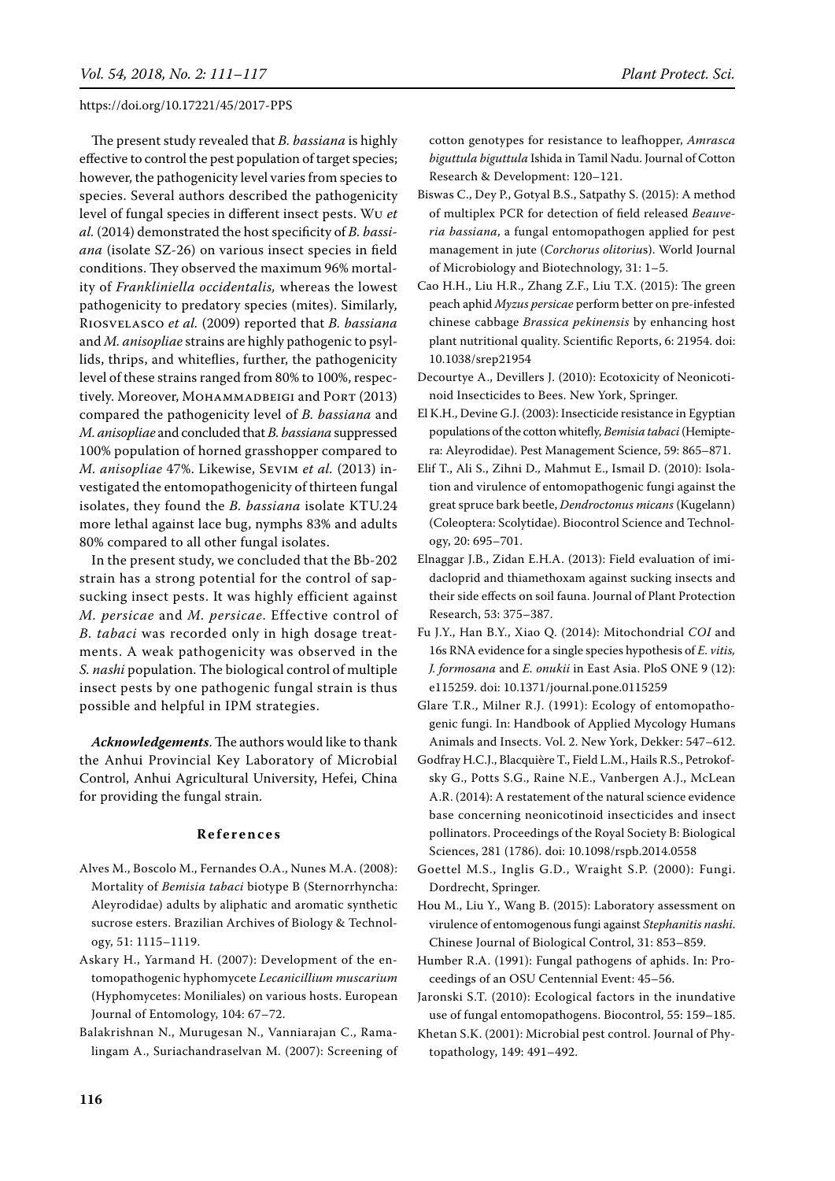The present study revealed that *B. bassiana* is highly effective to control the pest population of target species; however, the pathogenicity level varies from species to species. Several authors described the pathogenicity level of fungal species in different insect pests. Wu *et al.* (2014) demonstrated the host specificity of *B. bassiana* (isolate SZ-26) on various insect species in field conditions. They observed the maximum 96% mortality of *Frankliniella occidentalis,* whereas the lowest pathogenicity to predatory species (mites). Similarly, Riosvelasco *et al.* (2009) reported that *B. bassiana* and *M. anisopliae* strains are highly pathogenic to psyllids, thrips, and whiteflies, further, the pathogenicity level of these strains ranged from 80% to 100%, respectively. Moreover, Mohammadbeigi and Port (2013) compared the pathogenicity level of *B. bassiana* and *M. anisopliae* and concluded that *B. bassiana* suppressed 100% population of horned grasshopper compared to *M. anisopliae* 47%. Likewise, Sevim *et al.* (2013) investigated the entomopathogenicity of thirteen fungal isolates, they found the *B. bassiana* isolate KTU.24 more lethal against lace bug, nymphs 83% and adults 80% compared to all other fungal isolates.

In the present study, we concluded that the Bb-202 strain has a strong potential for the control of sap-sucking insect pests. It was highly efficient against *M. persicae* and *M. persicae*. Effective control of *B. tabaci* was recorded only in high dosage treatments. A weak pathogenicity was observed in the *S. nashi* population. The biological control of multiple insect pests by one pathogenic fungal strain is thus possible and helpful in IPM strategies.

***Acknowledgements***. The authors would like to thank the Anhui Provincial Key Laboratory of Microbial Control, Anhui Agricultural University, Hefei, China for providing the fungal strain.

## References

Alves M., Boscolo M., Fernandes O.A., Nunes M.A. (2008): Mortality of *Bemisia tabaci* biotype B (Sternorrhyncha: Aleyrodidae) adults by aliphatic and aromatic synthetic sucrose esters. Brazilian Archives of Biology & Technology, 51: 1115–1119.

Askary H., Yarmand H. (2007): Development of the entomopathogenic hyphomycete *Lecanicillium muscarium* (Hyphomycetes: Moniliales) on various hosts. European Journal of Entomology, 104: 67–72.

Balakrishnan N., Murugesan N., Vanniarajan C., Ramalingam A., Suriachandraselvan M. (2007): Screening of cotton genotypes for resistance to leafhopper, *Amrasca biguttula biguttula* Ishida in Tamil Nadu. Journal of Cotton Research & Development: 120–121.

Biswas C., Dey P., Gotyal B.S., Satpathy S. (2015): A method of multiplex PCR for detection of field released *Beauveria bassiana*, a fungal entomopathogen applied for pest management in jute (*Corchorus olitorius*). World Journal of Microbiology and Biotechnology, 31: 1–5.

Cao H.H., Liu H.R., Zhang Z.F., Liu T.X. (2015): The green peach aphid *Myzus persicae* perform better on pre-infested chinese cabbage *Brassica pekinensis* by enhancing host plant nutritional quality. Scientific Reports, 6: 21954. doi: 10.1038/srep21954

Decourtye A., Devillers J. (2010): Ecotoxicity of Neonicotinoid Insecticides to Bees. New York, Springer.

El K.H., Devine G.J. (2003): Insecticide resistance in Egyptian populations of the cotton whitefly, *Bemisia tabaci* (Hemiptera: Aleyrodidae). Pest Management Science, 59: 865–871.

Elif T., Ali S., Zihni D., Mahmut E., Ismail D. (2010): Isolation and virulence of entomopathogenic fungi against the great spruce bark beetle, *Dendroctonus micans* (Kugelann) (Coleoptera: Scolytidae). Biocontrol Science and Technology, 20: 695–701.

Elnaggar J.B., Zidan E.H.A. (2013): Field evaluation of imidacloprid and thiamethoxam against sucking insects and their side effects on soil fauna. Journal of Plant Protection Research, 53: 375–387.

Fu J.Y., Han B.Y., Xiao Q. (2014): Mitochondrial *COI* and 16s RNA evidence for a single species hypothesis of *E. vitis, J. formosana* and *E. onukii* in East Asia. PloS ONE 9 (12): e115259. doi: 10.1371/journal.pone.0115259

Glare T.R., Milner R.J. (1991): Ecology of entomopathogenic fungi. In: Handbook of Applied Mycology Humans Animals and Insects. Vol. 2. New York, Dekker: 547–612.

Godfray H.C.J., Blacquière T., Field L.M., Hails R.S., Petrokofsky G., Potts S.G., Raine N.E., Vanbergen A.J., McLean A.R. (2014): A restatement of the natural science evidence base concerning neonicotinoid insecticides and insect pollinators. Proceedings of the Royal Society B: Biological Sciences, 281 (1786). doi: 10.1098/rspb.2014.0558

Goettel M.S., Inglis G.D., Wraight S.P. (2000): Fungi. Dordrecht, Springer.

Hou M., Liu Y., Wang B. (2015): Laboratory assessment on virulence of entomogenous fungi against *Stephanitis nashi*. Chinese Journal of Biological Control, 31: 853–859.

Humber R.A. (1991): Fungal pathogens of aphids. In: Proceedings of an OSU Centennial Event: 45–56.

Jaronski S.T. (2010): Ecological factors in the inundative use of fungal entomopathogens. Biocontrol, 55: 159–185.

Khetan S.K. (2001): Microbial pest control. Journal of Phytopathology, 149: 491–492.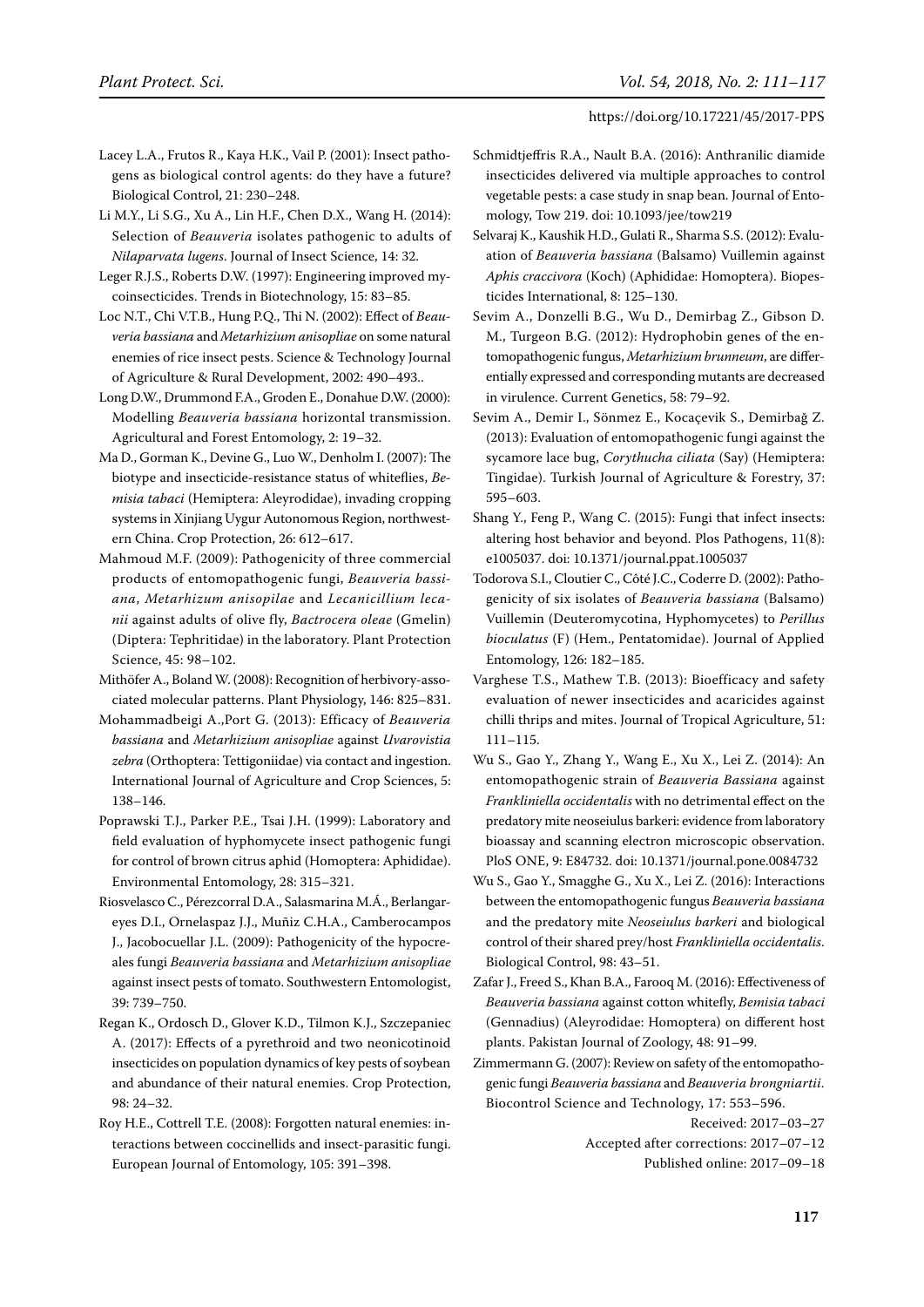Lacey L.A., Frutos R., Kaya H.K., Vail P. (2001): Insect pathogens as biological control agents: do they have a future? Biological Control, 21: 230–248.

Li M.Y., Li S.G., Xu A., Lin H.F., Chen D.X., Wang H. (2014): Selection of *Beauveria* isolates pathogenic to adults of *Nilaparvata lugens*. Journal of Insect Science, 14: 32.

Leger R.J.S., Roberts D.W. (1997): Engineering improved mycoinsecticides. Trends in Biotechnology, 15: 83–85.

Loc N.T., Chi V.T.B., Hung P.Q., Thi N. (2002): Effect of *Beauveria bassiana* and *Metarhizium anisopliae* on some natural enemies of rice insect pests. Science & Technology Journal of Agriculture & Rural Development, 2002: 490–493..

Long D.W., Drummond F.A., Groden E., Donahue D.W. (2000): Modelling *Beauveria bassiana* horizontal transmission. Agricultural and Forest Entomology, 2: 19–32.

Ma D., Gorman K., Devine G., Luo W., Denholm I. (2007): The biotype and insecticide-resistance status of whiteflies, *Bemisia tabaci* (Hemiptera: Aleyrodidae), invading cropping systems in Xinjiang Uygur Autonomous Region, northwestern China. Crop Protection, 26: 612–617.

Mahmoud M.F. (2009): Pathogenicity of three commercial products of entomopathogenic fungi, *Beauveria bassiana*, *Metarhizum anisopilae* and *Lecanicillium lecanii* against adults of olive fly, *Bactrocera oleae* (Gmelin) (Diptera: Tephritidae) in the laboratory. Plant Protection Science, 45: 98–102.

Mithöfer A., Boland W. (2008): Recognition of herbivory-associated molecular patterns. Plant Physiology, 146: 825–831.

Mohammadbeigi A.,Port G. (2013): Efficacy of *Beauveria bassiana* and *Metarhizium anisopliae* against *Uvarovistia zebra* (Orthoptera: Tettigoniidae) via contact and ingestion. International Journal of Agriculture and Crop Sciences, 5: 138–146.

Poprawski T.J., Parker P.E., Tsai J.H. (1999): Laboratory and field evaluation of hyphomycete insect pathogenic fungi for control of brown citrus aphid (Homoptera: Aphididae). Environmental Entomology, 28: 315–321.

Riosvelasco C., Pérezcorral D.A., Salasmarina M.Á., Berlangareyes D.I., Ornelaspaz J.J., Muñiz C.H.A., Camberocampos J., Jacobocuellar J.L. (2009): Pathogenicity of the hypocreales fungi *Beauveria bassiana* and *Metarhizium anisopliae* against insect pests of tomato. Southwestern Entomologist, 39: 739–750.

Regan K., Ordosch D., Glover K.D., Tilmon K.J., Szczepaniec A. (2017): Effects of a pyrethroid and two neonicotinoid insecticides on population dynamics of key pests of soybean and abundance of their natural enemies. Crop Protection, 98: 24–32.

Roy H.E., Cottrell T.E. (2008): Forgotten natural enemies: interactions between coccinellids and insect-parasitic fungi. European Journal of Entomology, 105: 391–398.

Schmidtjeffris R.A., Nault B.A. (2016): Anthranilic diamide insecticides delivered via multiple approaches to control vegetable pests: a case study in snap bean. Journal of Entomology, Tow 219. doi: 10.1093/jee/tow219

Selvaraj K., Kaushik H.D., Gulati R., Sharma S.S. (2012): Evaluation of *Beauveria bassiana* (Balsamo) Vuillemin against *Aphis craccivora* (Koch) (Aphididae: Homoptera). Biopesticides International, 8: 125–130.

Sevim A., Donzelli B.G., Wu D., Demirbag Z., Gibson D. M., Turgeon B.G. (2012): Hydrophobin genes of the entomopathogenic fungus, *Metarhizium brunneum*, are differentially expressed and corresponding mutants are decreased in virulence. Current Genetics, 58: 79–92.

Sevim A., Demir I., Sönmez E., Kocaçevik S., Demirbağ Z. (2013): Evaluation of entomopathogenic fungi against the sycamore lace bug, *Corythucha ciliata* (Say) (Hemiptera: Tingidae). Turkish Journal of Agriculture & Forestry, 37: 595–603.

Shang Y., Feng P., Wang C. (2015): Fungi that infect insects: altering host behavior and beyond. Plos Pathogens, 11(8): e1005037. doi: 10.1371/journal.ppat.1005037

Todorova S.I., Cloutier C., Côté J.C., Coderre D. (2002): Pathogenicity of six isolates of *Beauveria bassiana* (Balsamo) Vuillemin (Deuteromycotina, Hyphomycetes) to *Perillus bioculatus* (F) (Hem., Pentatomidae). Journal of Applied Entomology, 126: 182–185.

Varghese T.S., Mathew T.B. (2013): Bioefficacy and safety evaluation of newer insecticides and acaricides against chilli thrips and mites. Journal of Tropical Agriculture, 51: 111–115.

Wu S., Gao Y., Zhang Y., Wang E., Xu X., Lei Z. (2014): An entomopathogenic strain of *Beauveria Bassiana* against *Frankliniella occidentalis* with no detrimental effect on the predatory mite neoseiulus barkeri: evidence from laboratory bioassay and scanning electron microscopic observation. PloS ONE, 9: E84732. doi: 10.1371/journal.pone.0084732

Wu S., Gao Y., Smagghe G., Xu X., Lei Z. (2016): Interactions between the entomopathogenic fungus *Beauveria bassiana* and the predatory mite *Neoseiulus barkeri* and biological control of their shared prey/host *Frankliniella occidentalis*. Biological Control, 98: 43–51.

Zafar J., Freed S., Khan B.A., Farooq M. (2016): Effectiveness of *Beauveria bassiana* against cotton whitefly, *Bemisia tabaci* (Gennadius) (Aleyrodidae: Homoptera) on different host plants. Pakistan Journal of Zoology, 48: 91–99.

Zimmermann G. (2007): Review on safety of the entomopathogenic fungi *Beauveria bassiana* and *Beauveria brongniartii*. Biocontrol Science and Technology, 17: 553–596.

Received: 2017–03–27

Accepted after corrections: 2017–07–12

Published online: 2017–09–18